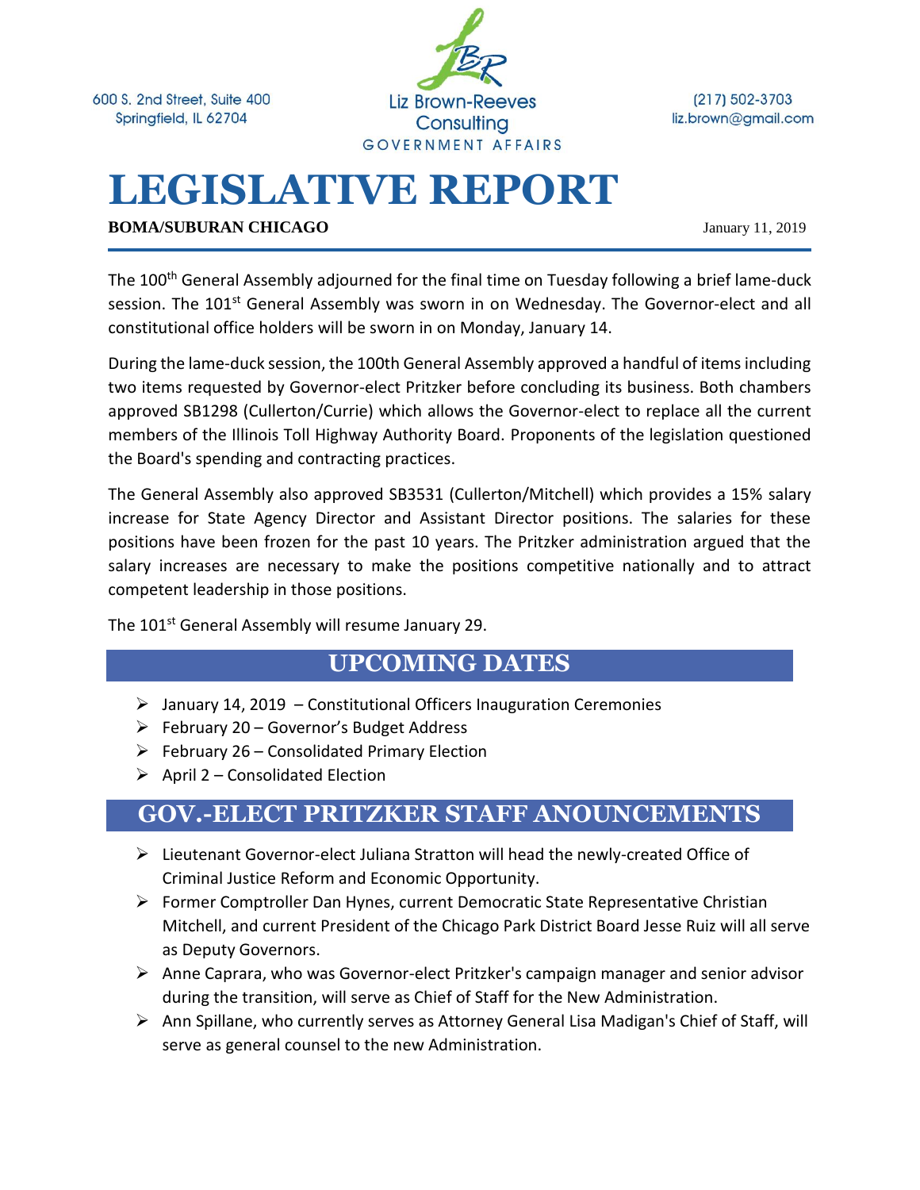600 S. 2nd Street, Suite 400
Springfield, IL 62704

Liz Brown-Reeves Consulting
GOVERNMENT AFFAIRS

(217) 502-3703
liz.brown@gmail.com

# LEGISLATIVE REPORT

**BOMA/SUBURAN CHICAGO**

January 11, 2019

The 100th General Assembly adjourned for the final time on Tuesday following a brief lame-duck session. The 101st General Assembly was sworn in on Wednesday. The Governor-elect and all constitutional office holders will be sworn in on Monday, January 14.

During the lame-duck session, the 100th General Assembly approved a handful of items including two items requested by Governor-elect Pritzker before concluding its business. Both chambers approved SB1298 (Cullerton/Currie) which allows the Governor-elect to replace all the current members of the Illinois Toll Highway Authority Board. Proponents of the legislation questioned the Board's spending and contracting practices.

The General Assembly also approved SB3531 (Cullerton/Mitchell) which provides a 15% salary increase for State Agency Director and Assistant Director positions. The salaries for these positions have been frozen for the past 10 years. The Pritzker administration argued that the salary increases are necessary to make the positions competitive nationally and to attract competent leadership in those positions.

The 101st General Assembly will resume January 29.

## UPCOMING DATES

- January 14, 2019 – Constitutional Officers Inauguration Ceremonies
- February 20 – Governor's Budget Address
- February 26 – Consolidated Primary Election
- April 2 – Consolidated Election

## GOV.-ELECT PRITZKER STAFF ANOUNCEMENTS

- Lieutenant Governor-elect Juliana Stratton will head the newly-created Office of Criminal Justice Reform and Economic Opportunity.
- Former Comptroller Dan Hynes, current Democratic State Representative Christian Mitchell, and current President of the Chicago Park District Board Jesse Ruiz will all serve as Deputy Governors.
- Anne Caprara, who was Governor-elect Pritzker's campaign manager and senior advisor during the transition, will serve as Chief of Staff for the New Administration.
- Ann Spillane, who currently serves as Attorney General Lisa Madigan's Chief of Staff, will serve as general counsel to the new Administration.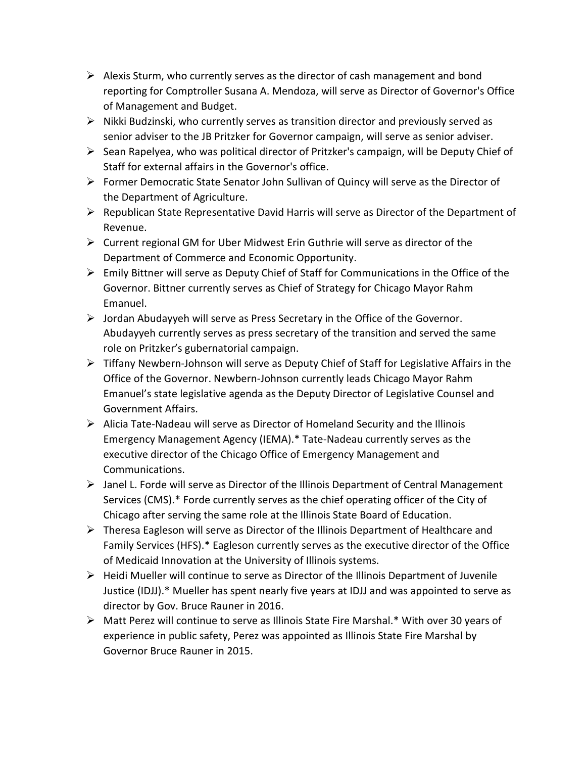- Alexis Sturm, who currently serves as the director of cash management and bond reporting for Comptroller Susana A. Mendoza, will serve as Director of Governor's Office of Management and Budget.
- Nikki Budzinski, who currently serves as transition director and previously served as senior adviser to the JB Pritzker for Governor campaign, will serve as senior adviser.
- Sean Rapelyea, who was political director of Pritzker's campaign, will be Deputy Chief of Staff for external affairs in the Governor's office.
- Former Democratic State Senator John Sullivan of Quincy will serve as the Director of the Department of Agriculture.
- Republican State Representative David Harris will serve as Director of the Department of Revenue.
- Current regional GM for Uber Midwest Erin Guthrie will serve as director of the Department of Commerce and Economic Opportunity.
- Emily Bittner will serve as Deputy Chief of Staff for Communications in the Office of the Governor. Bittner currently serves as Chief of Strategy for Chicago Mayor Rahm Emanuel.
- Jordan Abudayyeh will serve as Press Secretary in the Office of the Governor. Abudayyeh currently serves as press secretary of the transition and served the same role on Pritzker's gubernatorial campaign.
- Tiffany Newbern-Johnson will serve as Deputy Chief of Staff for Legislative Affairs in the Office of the Governor. Newbern-Johnson currently leads Chicago Mayor Rahm Emanuel's state legislative agenda as the Deputy Director of Legislative Counsel and Government Affairs.
- Alicia Tate-Nadeau will serve as Director of Homeland Security and the Illinois Emergency Management Agency (IEMA).* Tate-Nadeau currently serves as the executive director of the Chicago Office of Emergency Management and Communications.
- Janel L. Forde will serve as Director of the Illinois Department of Central Management Services (CMS).* Forde currently serves as the chief operating officer of the City of Chicago after serving the same role at the Illinois State Board of Education.
- Theresa Eagleson will serve as Director of the Illinois Department of Healthcare and Family Services (HFS).* Eagleson currently serves as the executive director of the Office of Medicaid Innovation at the University of Illinois systems.
- Heidi Mueller will continue to serve as Director of the Illinois Department of Juvenile Justice (IDJJ).* Mueller has spent nearly five years at IDJJ and was appointed to serve as director by Gov. Bruce Rauner in 2016.
- Matt Perez will continue to serve as Illinois State Fire Marshal.* With over 30 years of experience in public safety, Perez was appointed as Illinois State Fire Marshal by Governor Bruce Rauner in 2015.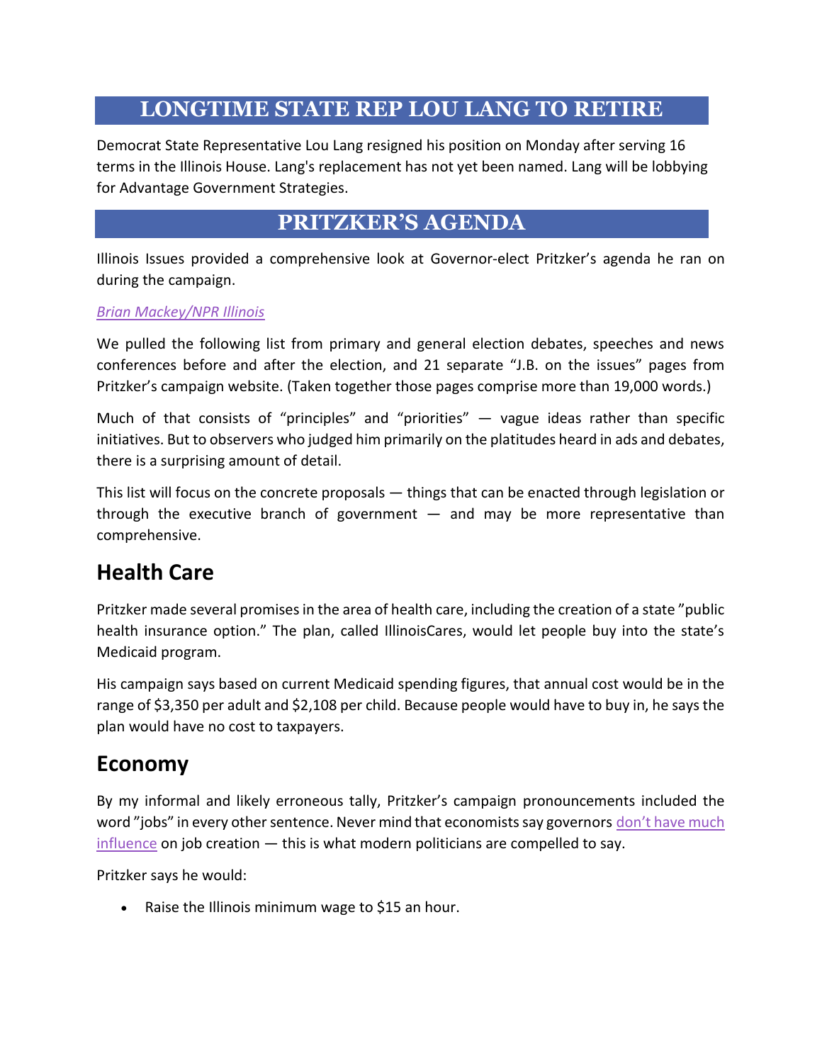## LONGTIME STATE REP LOU LANG TO RETIRE

Democrat State Representative Lou Lang resigned his position on Monday after serving 16 terms in the Illinois House. Lang's replacement has not yet been named. Lang will be lobbying for Advantage Government Strategies.

## PRITZKER'S AGENDA

Illinois Issues provided a comprehensive look at Governor-elect Pritzker's agenda he ran on during the campaign.

*Brian Mackey/NPR Illinois*

We pulled the following list from primary and general election debates, speeches and news conferences before and after the election, and 21 separate "J.B. on the issues" pages from Pritzker's campaign website. (Taken together those pages comprise more than 19,000 words.)

Much of that consists of "principles" and "priorities" — vague ideas rather than specific initiatives. But to observers who judged him primarily on the platitudes heard in ads and debates, there is a surprising amount of detail.

This list will focus on the concrete proposals — things that can be enacted through legislation or through the executive branch of government — and may be more representative than comprehensive.

### Health Care

Pritzker made several promises in the area of health care, including the creation of a state "public health insurance option." The plan, called IllinoisCares, would let people buy into the state's Medicaid program.

His campaign says based on current Medicaid spending figures, that annual cost would be in the range of $3,350 per adult and $2,108 per child. Because people would have to buy in, he says the plan would have no cost to taxpayers.

### Economy

By my informal and likely erroneous tally, Pritzker's campaign pronouncements included the word "jobs" in every other sentence. Never mind that economists say governors don't have much influence on job creation — this is what modern politicians are compelled to say.

Pritzker says he would:

- Raise the Illinois minimum wage to $15 an hour.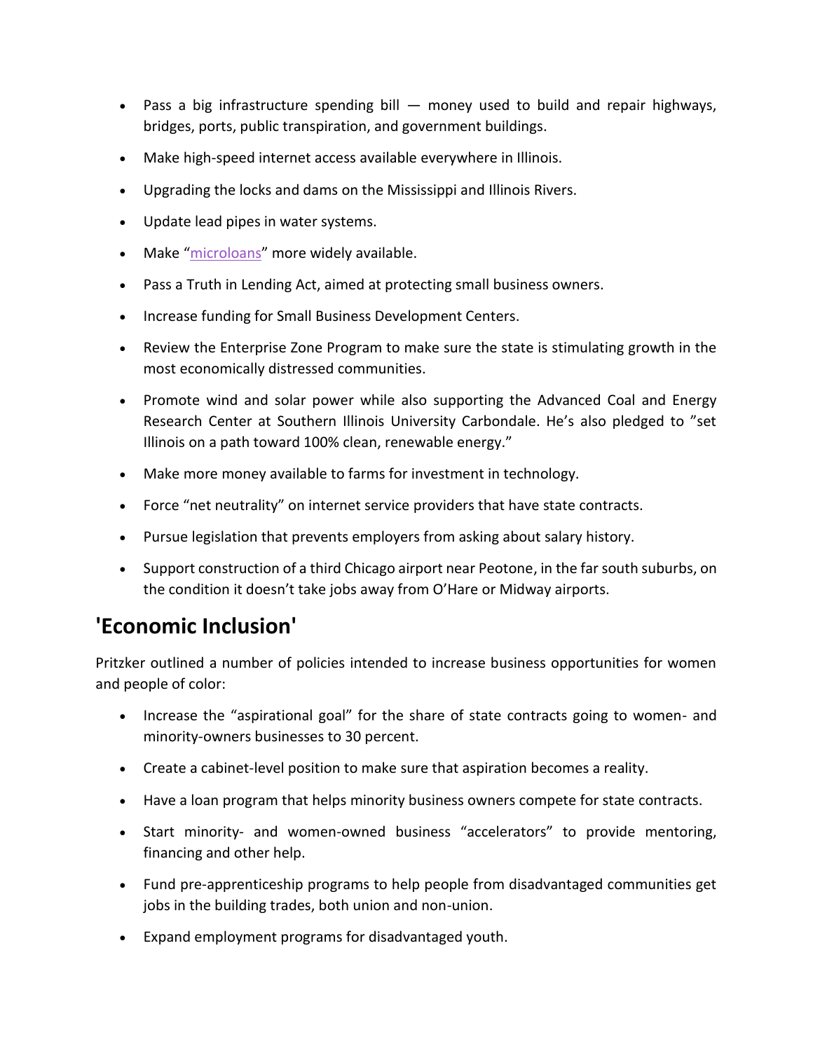- Pass a big infrastructure spending bill — money used to build and repair highways, bridges, ports, public transpiration, and government buildings.
- Make high-speed internet access available everywhere in Illinois.
- Upgrading the locks and dams on the Mississippi and Illinois Rivers.
- Update lead pipes in water systems.
- Make "microloans" more widely available.
- Pass a Truth in Lending Act, aimed at protecting small business owners.
- Increase funding for Small Business Development Centers.
- Review the Enterprise Zone Program to make sure the state is stimulating growth in the most economically distressed communities.
- Promote wind and solar power while also supporting the Advanced Coal and Energy Research Center at Southern Illinois University Carbondale. He's also pledged to "set Illinois on a path toward 100% clean, renewable energy."
- Make more money available to farms for investment in technology.
- Force "net neutrality" on internet service providers that have state contracts.
- Pursue legislation that prevents employers from asking about salary history.
- Support construction of a third Chicago airport near Peotone, in the far south suburbs, on the condition it doesn't take jobs away from O'Hare or Midway airports.

## 'Economic Inclusion'

Pritzker outlined a number of policies intended to increase business opportunities for women and people of color:

- Increase the "aspirational goal" for the share of state contracts going to women- and minority-owners businesses to 30 percent.
- Create a cabinet-level position to make sure that aspiration becomes a reality.
- Have a loan program that helps minority business owners compete for state contracts.
- Start minority- and women-owned business "accelerators" to provide mentoring, financing and other help.
- Fund pre-apprenticeship programs to help people from disadvantaged communities get jobs in the building trades, both union and non-union.
- Expand employment programs for disadvantaged youth.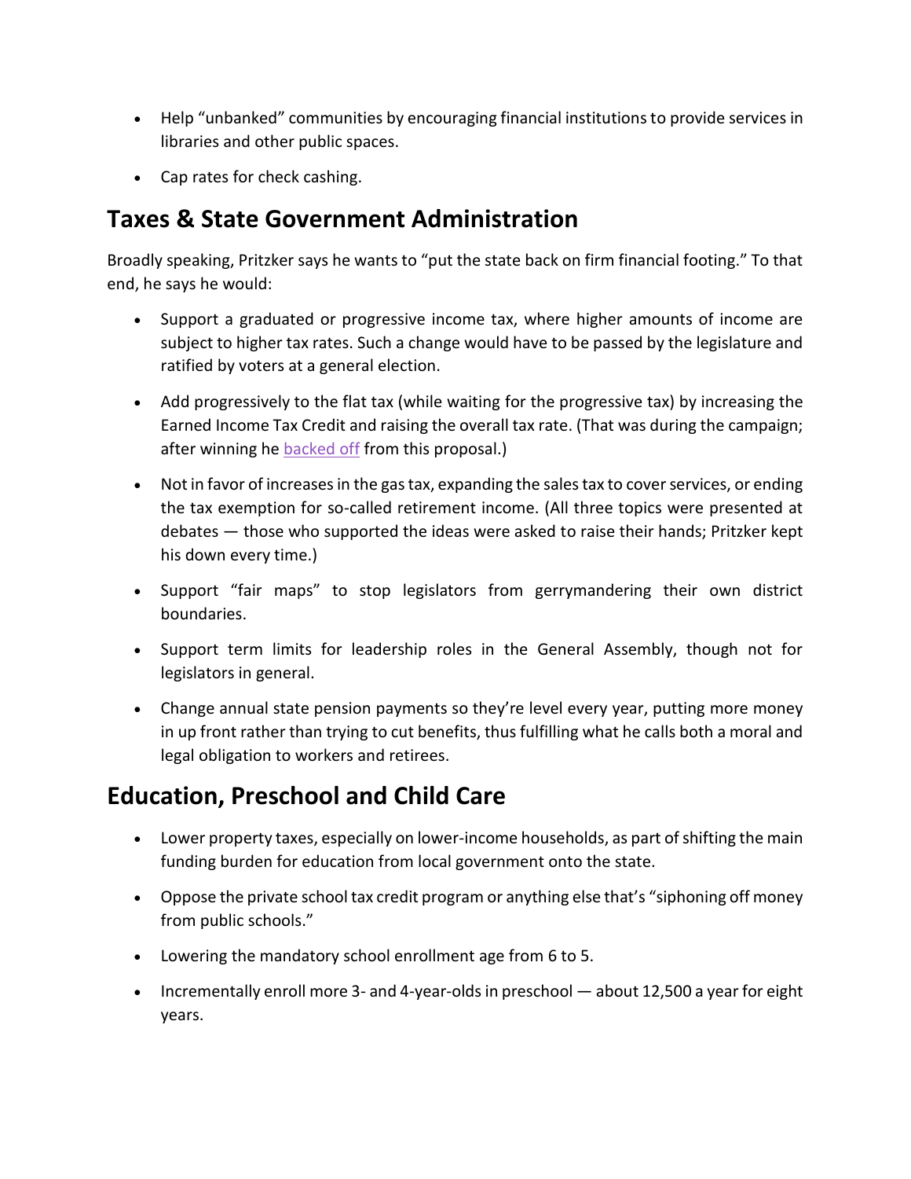- Help "unbanked" communities by encouraging financial institutions to provide services in libraries and other public spaces.
- Cap rates for check cashing.

## Taxes & State Government Administration

Broadly speaking, Pritzker says he wants to "put the state back on firm financial footing." To that end, he says he would:

- Support a graduated or progressive income tax, where higher amounts of income are subject to higher tax rates. Such a change would have to be passed by the legislature and ratified by voters at a general election.
- Add progressively to the flat tax (while waiting for the progressive tax) by increasing the Earned Income Tax Credit and raising the overall tax rate. (That was during the campaign; after winning he backed off from this proposal.)
- Not in favor of increases in the gas tax, expanding the sales tax to cover services, or ending the tax exemption for so-called retirement income. (All three topics were presented at debates — those who supported the ideas were asked to raise their hands; Pritzker kept his down every time.)
- Support "fair maps" to stop legislators from gerrymandering their own district boundaries.
- Support term limits for leadership roles in the General Assembly, though not for legislators in general.
- Change annual state pension payments so they're level every year, putting more money in up front rather than trying to cut benefits, thus fulfilling what he calls both a moral and legal obligation to workers and retirees.

## Education, Preschool and Child Care

- Lower property taxes, especially on lower-income households, as part of shifting the main funding burden for education from local government onto the state.
- Oppose the private school tax credit program or anything else that's "siphoning off money from public schools."
- Lowering the mandatory school enrollment age from 6 to 5.
- Incrementally enroll more 3- and 4-year-olds in preschool — about 12,500 a year for eight years.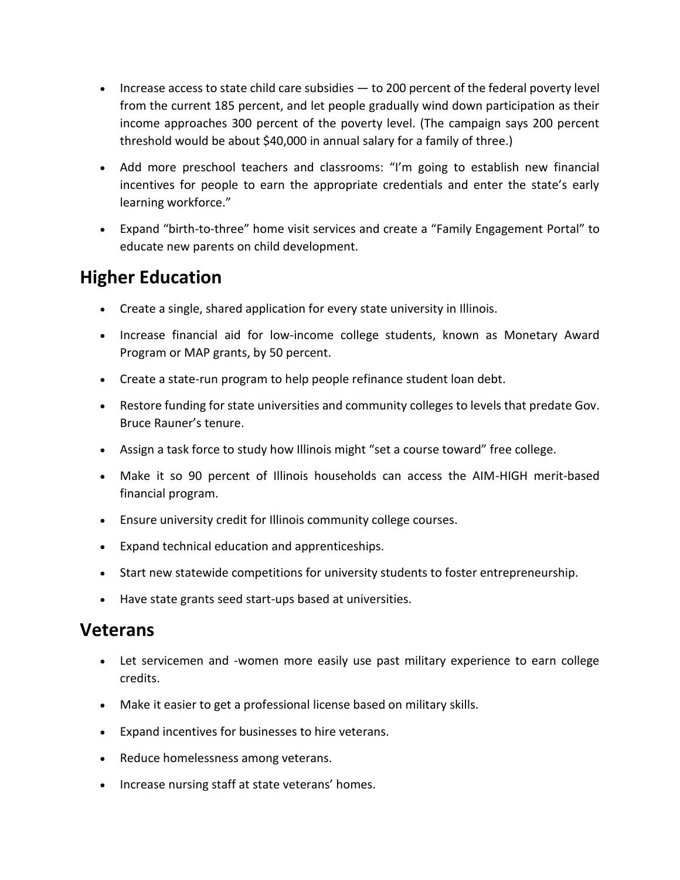- Increase access to state child care subsidies — to 200 percent of the federal poverty level from the current 185 percent, and let people gradually wind down participation as their income approaches 300 percent of the poverty level. (The campaign says 200 percent threshold would be about $40,000 in annual salary for a family of three.)
- Add more preschool teachers and classrooms: "I'm going to establish new financial incentives for people to earn the appropriate credentials and enter the state's early learning workforce."
- Expand "birth-to-three" home visit services and create a "Family Engagement Portal" to educate new parents on child development.

## Higher Education

- Create a single, shared application for every state university in Illinois.
- Increase financial aid for low-income college students, known as Monetary Award Program or MAP grants, by 50 percent.
- Create a state-run program to help people refinance student loan debt.
- Restore funding for state universities and community colleges to levels that predate Gov. Bruce Rauner's tenure.
- Assign a task force to study how Illinois might "set a course toward" free college.
- Make it so 90 percent of Illinois households can access the AIM-HIGH merit-based financial program.
- Ensure university credit for Illinois community college courses.
- Expand technical education and apprenticeships.
- Start new statewide competitions for university students to foster entrepreneurship.
- Have state grants seed start-ups based at universities.

## Veterans

- Let servicemen and -women more easily use past military experience to earn college credits.
- Make it easier to get a professional license based on military skills.
- Expand incentives for businesses to hire veterans.
- Reduce homelessness among veterans.
- Increase nursing staff at state veterans' homes.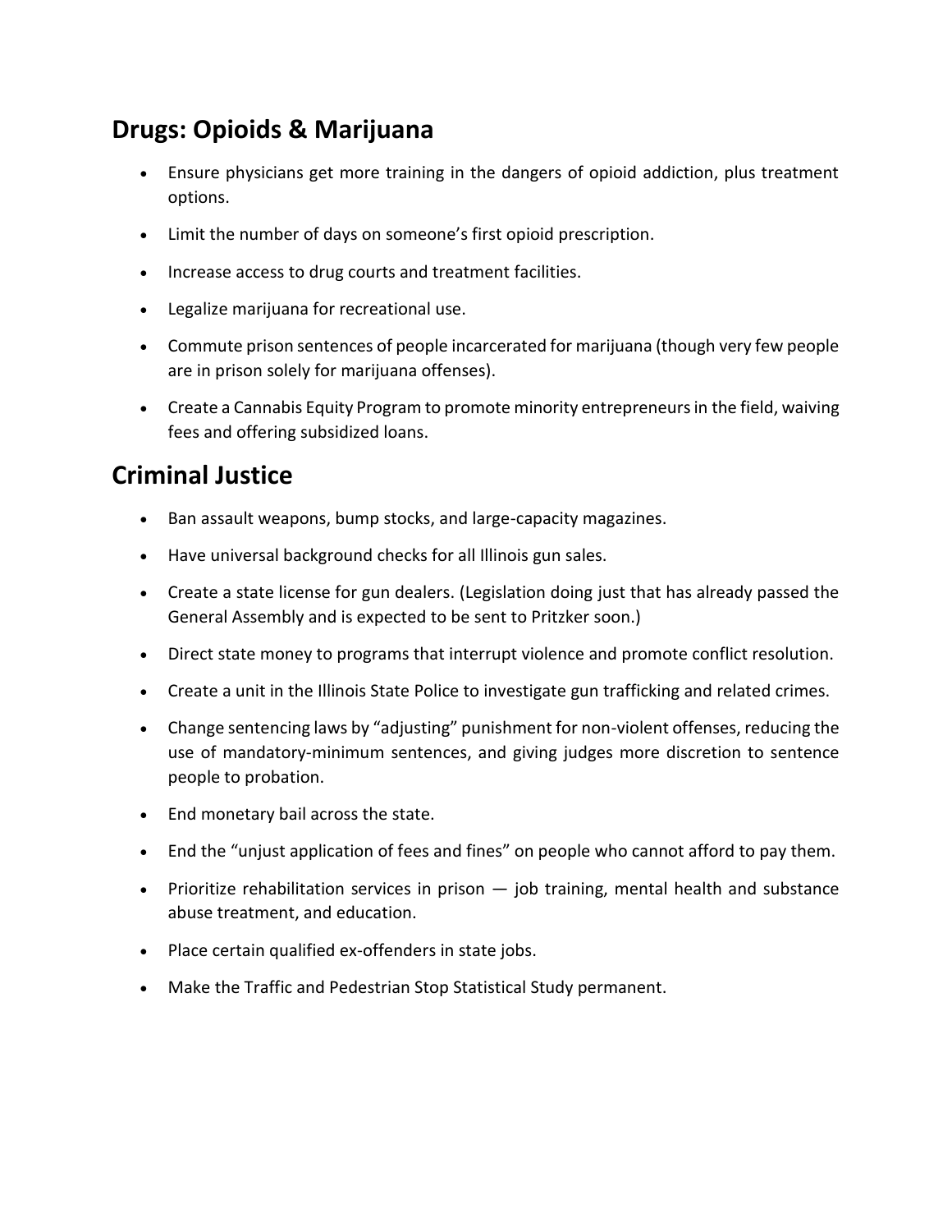## Drugs: Opioids & Marijuana

- Ensure physicians get more training in the dangers of opioid addiction, plus treatment options.
- Limit the number of days on someone's first opioid prescription.
- Increase access to drug courts and treatment facilities.
- Legalize marijuana for recreational use.
- Commute prison sentences of people incarcerated for marijuana (though very few people are in prison solely for marijuana offenses).
- Create a Cannabis Equity Program to promote minority entrepreneurs in the field, waiving fees and offering subsidized loans.

## Criminal Justice

- Ban assault weapons, bump stocks, and large-capacity magazines.
- Have universal background checks for all Illinois gun sales.
- Create a state license for gun dealers. (Legislation doing just that has already passed the General Assembly and is expected to be sent to Pritzker soon.)
- Direct state money to programs that interrupt violence and promote conflict resolution.
- Create a unit in the Illinois State Police to investigate gun trafficking and related crimes.
- Change sentencing laws by "adjusting" punishment for non-violent offenses, reducing the use of mandatory-minimum sentences, and giving judges more discretion to sentence people to probation.
- End monetary bail across the state.
- End the "unjust application of fees and fines" on people who cannot afford to pay them.
- Prioritize rehabilitation services in prison — job training, mental health and substance abuse treatment, and education.
- Place certain qualified ex-offenders in state jobs.
- Make the Traffic and Pedestrian Stop Statistical Study permanent.